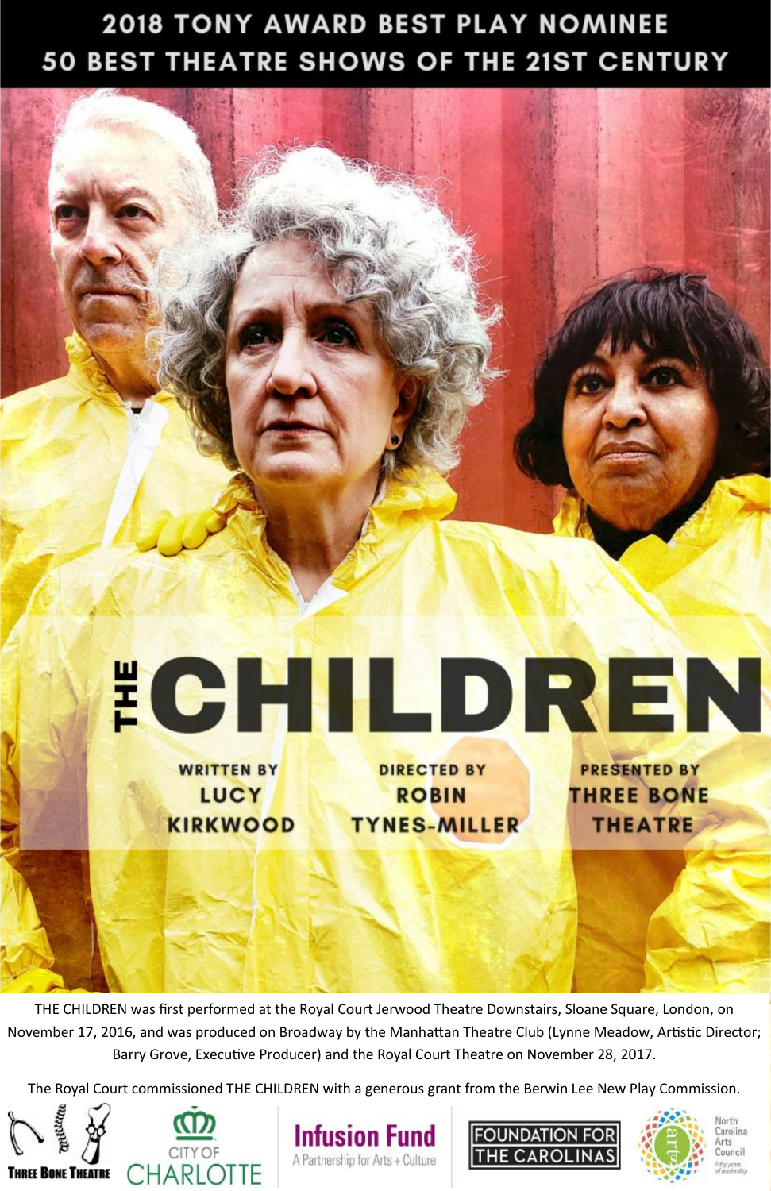**2018 TONY AWARD BEST PLAY NOMINEE**
**50 BEST THEATRE SHOWS OF THE 21ST CENTURY**

# THE CHILDREN

**WRITTEN BY**
**LUCY KIRKWOOD**

**DIRECTED BY**
**ROBIN TYNES-MILLER**

**PRESENTED BY**
**THREE BONE THEATRE**

THE CHILDREN was first performed at the Royal Court Jerwood Theatre Downstairs, Sloane Square, London, on November 17, 2016, and was produced on Broadway by the Manhattan Theatre Club (Lynne Meadow, Artistic Director; Barry Grove, Executive Producer) and the Royal Court Theatre on November 28, 2017.

The Royal Court commissioned THE CHILDREN with a generous grant from the Berwin Lee New Play Commission.

THREE BONE THEATRE | CITY OF CHARLOTTE | Infusion Fund A Partnership for Arts + Culture | FOUNDATION FOR THE CAROLINAS | North Carolina Arts Council Fifty years of leadership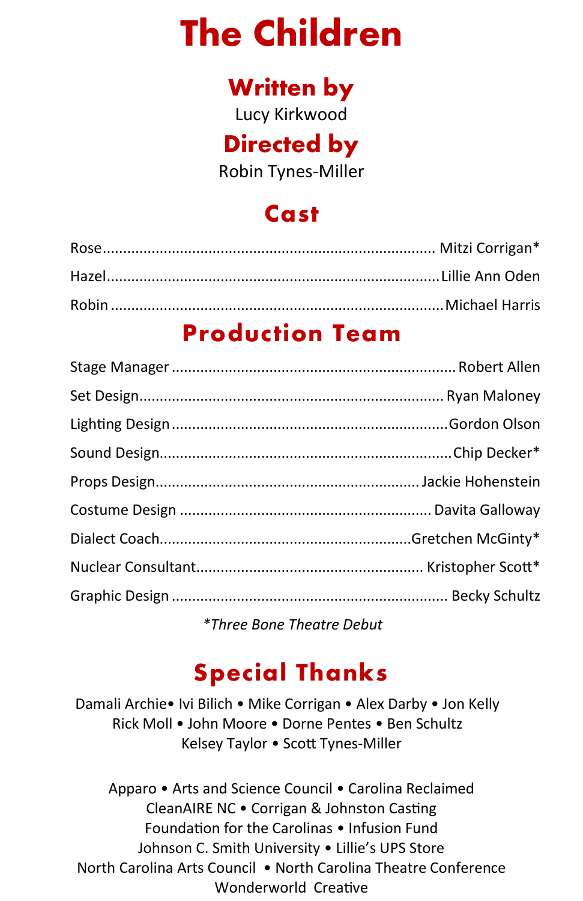# The Children

## Written by

Lucy Kirkwood

## Directed by

Robin Tynes-Miller

## Cast

Rose................................................................................ Mitzi Corrigan*

Hazel................................................................................Lillie Ann Oden

Robin ................................................................................Michael Harris

## Production Team

Stage Manager .................................................................... Robert Allen

Set Design.......................................................................... Ryan Maloney

Lighting Design ..................................................................Gordon Olson

Sound Design........................................................................Chip Decker*

Props Design.............................................................. Jackie Hohenstein

Costume Design ............................................................. Davita Galloway

Dialect Coach...........................................................Gretchen McGinty*

Nuclear Consultant...................................................... Kristopher Scott*

Graphic Design ..................................................................... Becky Schultz

*\*Three Bone Theatre Debut*

## Special Thanks

Damali Archie• Ivi Bilich • Mike Corrigan • Alex Darby • Jon Kelly
Rick Moll • John Moore • Dorne Pentes • Ben Schultz
Kelsey Taylor • Scott Tynes-Miller

Apparo • Arts and Science Council • Carolina Reclaimed
CleanAIRE NC • Corrigan & Johnston Casting
Foundation for the Carolinas • Infusion Fund
Johnson C. Smith University • Lillie's UPS Store
North Carolina Arts Council • North Carolina Theatre Conference
Wonderworld Creative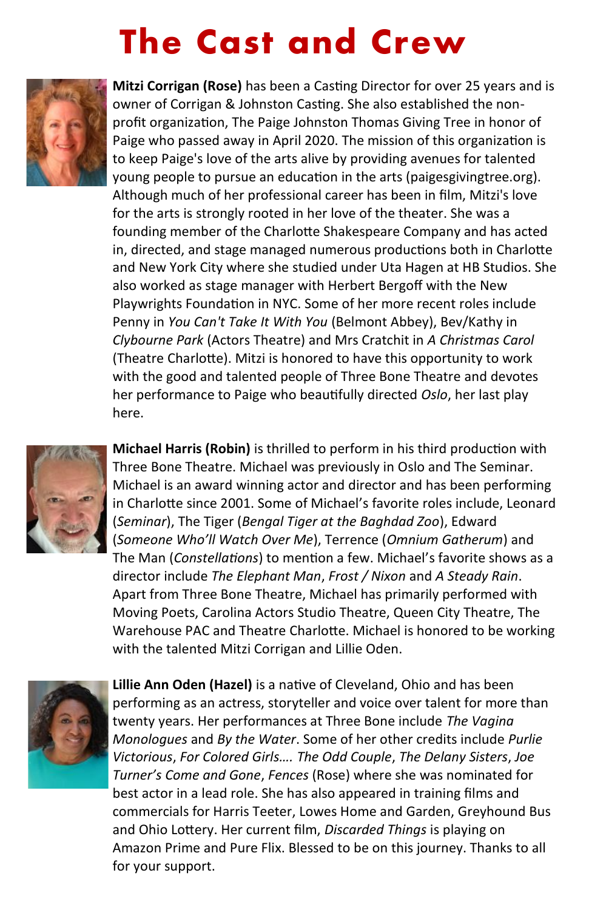# The Cast and Crew

**Mitzi Corrigan (Rose)** has been a Casting Director for over 25 years and is owner of Corrigan & Johnston Casting. She also established the non-profit organization, The Paige Johnston Thomas Giving Tree in honor of Paige who passed away in April 2020. The mission of this organization is to keep Paige's love of the arts alive by providing avenues for talented young people to pursue an education in the arts (paigesgivingtree.org). Although much of her professional career has been in film, Mitzi's love for the arts is strongly rooted in her love of the theater. She was a founding member of the Charlotte Shakespeare Company and has acted in, directed, and stage managed numerous productions both in Charlotte and New York City where she studied under Uta Hagen at HB Studios. She also worked as stage manager with Herbert Bergoff with the New Playwrights Foundation in NYC. Some of her more recent roles include Penny in *You Can't Take It With You* (Belmont Abbey), Bev/Kathy in *Clybourne Park* (Actors Theatre) and Mrs Cratchit in *A Christmas Carol* (Theatre Charlotte). Mitzi is honored to have this opportunity to work with the good and talented people of Three Bone Theatre and devotes her performance to Paige who beautifully directed *Oslo*, her last play here.

**Michael Harris (Robin)** is thrilled to perform in his third production with Three Bone Theatre. Michael was previously in Oslo and The Seminar. Michael is an award winning actor and director and has been performing in Charlotte since 2001. Some of Michael's favorite roles include, Leonard (*Seminar*), The Tiger (*Bengal Tiger at the Baghdad Zoo*), Edward (*Someone Who'll Watch Over Me*), Terrence (*Omnium Gatherum*) and The Man (*Constellations*) to mention a few. Michael's favorite shows as a director include *The Elephant Man*, *Frost / Nixon* and *A Steady Rain*. Apart from Three Bone Theatre, Michael has primarily performed with Moving Poets, Carolina Actors Studio Theatre, Queen City Theatre, The Warehouse PAC and Theatre Charlotte. Michael is honored to be working with the talented Mitzi Corrigan and Lillie Oden.

**Lillie Ann Oden (Hazel)** is a native of Cleveland, Ohio and has been performing as an actress, storyteller and voice over talent for more than twenty years. Her performances at Three Bone include *The Vagina Monologues* and *By the Water*. Some of her other credits include *Purlie Victorious*, *For Colored Girls…. The Odd Couple*, *The Delany Sisters*, *Joe Turner's Come and Gone*, *Fences* (Rose) where she was nominated for best actor in a lead role. She has also appeared in training films and commercials for Harris Teeter, Lowes Home and Garden, Greyhound Bus and Ohio Lottery. Her current film, *Discarded Things* is playing on Amazon Prime and Pure Flix. Blessed to be on this journey. Thanks to all for your support.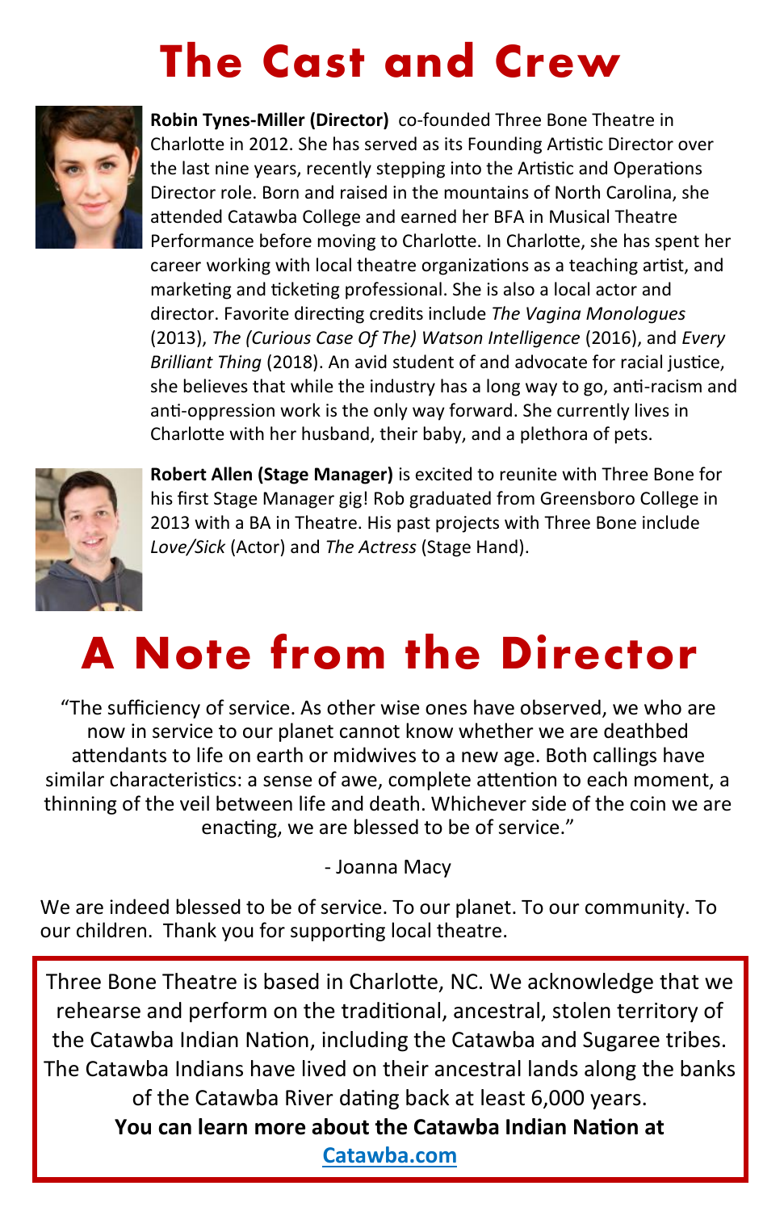# The Cast and Crew

**Robin Tynes-Miller (Director)** co-founded Three Bone Theatre in Charlotte in 2012. She has served as its Founding Artistic Director over the last nine years, recently stepping into the Artistic and Operations Director role. Born and raised in the mountains of North Carolina, she attended Catawba College and earned her BFA in Musical Theatre Performance before moving to Charlotte. In Charlotte, she has spent her career working with local theatre organizations as a teaching artist, and marketing and ticketing professional. She is also a local actor and director. Favorite directing credits include *The Vagina Monologues* (2013), *The (Curious Case Of The) Watson Intelligence* (2016), and *Every Brilliant Thing* (2018). An avid student of and advocate for racial justice, she believes that while the industry has a long way to go, anti-racism and anti-oppression work is the only way forward. She currently lives in Charlotte with her husband, their baby, and a plethora of pets.

**Robert Allen (Stage Manager)** is excited to reunite with Three Bone for his first Stage Manager gig! Rob graduated from Greensboro College in 2013 with a BA in Theatre. His past projects with Three Bone include *Love/Sick* (Actor) and *The Actress* (Stage Hand).

# A Note from the Director

"The sufficiency of service. As other wise ones have observed, we who are now in service to our planet cannot know whether we are deathbed attendants to life on earth or midwives to a new age. Both callings have similar characteristics: a sense of awe, complete attention to each moment, a thinning of the veil between life and death. Whichever side of the coin we are enacting, we are blessed to be of service."

- Joanna Macy

We are indeed blessed to be of service. To our planet. To our community. To our children. Thank you for supporting local theatre.

Three Bone Theatre is based in Charlotte, NC. We acknowledge that we rehearse and perform on the traditional, ancestral, stolen territory of the Catawba Indian Nation, including the Catawba and Sugaree tribes. The Catawba Indians have lived on their ancestral lands along the banks of the Catawba River dating back at least 6,000 years.

**You can learn more about the Catawba Indian Nation at [Catawba.com](Catawba.com)**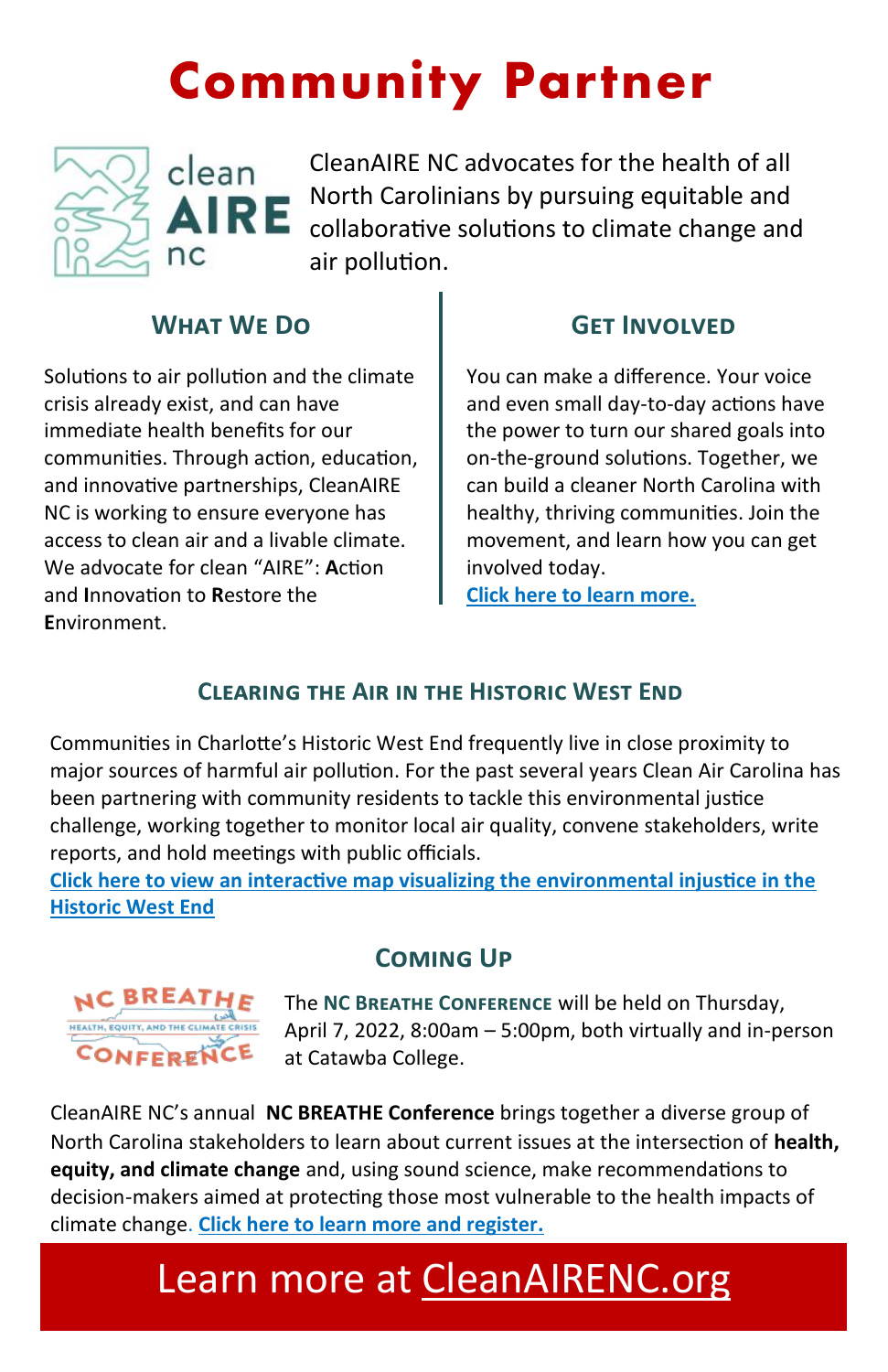# Community Partner

CleanAIRE NC advocates for the health of all North Carolinians by pursuing equitable and collaborative solutions to climate change and air pollution.

## What We Do

Solutions to air pollution and the climate crisis already exist, and can have immediate health benefits for our communities. Through action, education, and innovative partnerships, CleanAIRE NC is working to ensure everyone has access to clean air and a livable climate. We advocate for clean "AIRE": **A**ction and **I**nnovation to **R**estore the **E**nvironment.

## Get Involved

You can make a difference. Your voice and even small day-to-day actions have the power to turn our shared goals into on-the-ground solutions. Together, we can build a cleaner North Carolina with healthy, thriving communities. Join the movement, and learn how you can get involved today.

**Click here to learn more.**

## Clearing the Air in the Historic West End

Communities in Charlotte's Historic West End frequently live in close proximity to major sources of harmful air pollution. For the past several years Clean Air Carolina has been partnering with community residents to tackle this environmental justice challenge, working together to monitor local air quality, convene stakeholders, write reports, and hold meetings with public officials.

**Click here to view an interactive map visualizing the environmental injustice in the Historic West End**

## Coming Up

NC BREATHE CONFERENCE — HEALTH, EQUITY, AND THE CLIMATE CRISIS

The **NC Breathe Conference** will be held on Thursday, April 7, 2022, 8:00am – 5:00pm, both virtually and in-person at Catawba College.

CleanAIRE NC's annual **NC BREATHE Conference** brings together a diverse group of North Carolina stakeholders to learn about current issues at the intersection of **health, equity, and climate change** and, using sound science, make recommendations to decision-makers aimed at protecting those most vulnerable to the health impacts of climate change. **Click here to learn more and register.**

Learn more at CleanAIRENC.org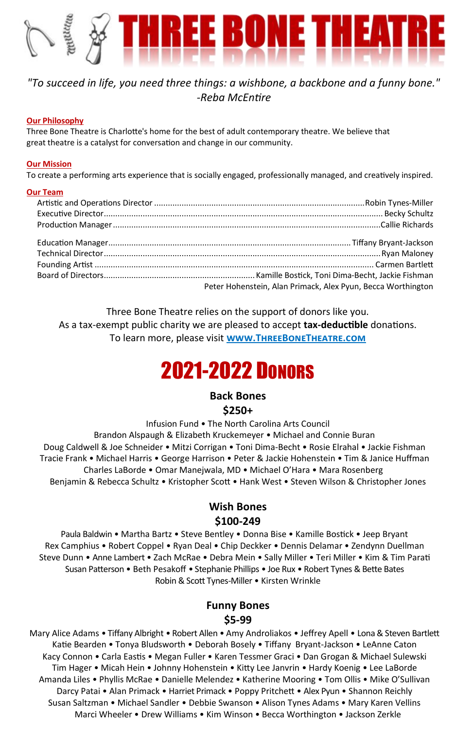# THREE BONE THEATRE

*"To succeed in life, you need three things: a wishbone, a backbone and a funny bone."*
*-Reba McEntire*

**Our Philosophy**

Three Bone Theatre is Charlotte's home for the best of adult contemporary theatre. We believe that great theatre is a catalyst for conversation and change in our community.

**Our Mission**

To create a performing arts experience that is socially engaged, professionally managed, and creatively inspired.

**Our Team**

Artistic and Operations Director ........ Robin Tynes-Miller
Executive Director ........ Becky Schultz
Production Manager ........ Callie Richards

Education Manager ........ Tiffany Bryant-Jackson
Technical Director ........ Ryan Maloney
Founding Artist ........ Carmen Bartlett
Board of Directors ........ Kamille Bostick, Toni Dima-Becht, Jackie Fishman, Peter Hohenstein, Alan Primack, Alex Pyun, Becca Worthington

Three Bone Theatre relies on the support of donors like you.
As a tax-exempt public charity we are pleased to accept **tax-deductible** donations.
To learn more, please visit [www.ThreeBoneTheatre.com](http://www.ThreeBoneTheatre.com)

# 2021-2022 Donors

### Back Bones
### $250+

Infusion Fund • The North Carolina Arts Council
Brandon Alspaugh & Elizabeth Kruckemeyer • Michael and Connie Buran
Doug Caldwell & Joe Schneider • Mitzi Corrigan • Toni Dima-Becht • Rosie Elrahal • Jackie Fishman
Tracie Frank • Michael Harris • George Harrison • Peter & Jackie Hohenstein • Tim & Janice Huffman
Charles LaBorde • Omar Manejwala, MD • Michael O'Hara • Mara Rosenberg
Benjamin & Rebecca Schultz • Kristopher Scott • Hank West • Steven Wilson & Christopher Jones

### Wish Bones
### $100-249

Paula Baldwin • Martha Bartz • Steve Bentley • Donna Bise • Kamille Bostick • Jeep Bryant
Rex Camphius • Robert Coppel • Ryan Deal • Chip Deckker • Dennis Delamar • Zendynn Duellman
Steve Dunn • Anne Lambert • Zach McRae • Debra Mein • Sally Miller • Teri Miller • Kim & Tim Parati
Susan Patterson • Beth Pesakoff • Stephanie Phillips • Joe Rux • Robert Tynes & Bette Bates
Robin & Scott Tynes-Miller • Kirsten Wrinkle

### Funny Bones
### $5-99

Mary Alice Adams • Tiffany Albright • Robert Allen • Amy Androliakos • Jeffrey Apell • Lona & Steven Bartlett
Katie Bearden • Tonya Bludsworth • Deborah Bosely • Tiffany Bryant-Jackson • LeAnne Caton
Kacy Connon • Carla Eastis • Megan Fuller • Karen Tessmer Graci • Dan Grogan & Michael Sulewski
Tim Hager • Micah Hein • Johnny Hohenstein • Kitty Lee Janvrin • Hardy Koenig • Lee LaBorde
Amanda Liles • Phyllis McRae • Danielle Melendez • Katherine Mooring • Tom Ollis • Mike O'Sullivan
Darcy Patai • Alan Primack • Harriet Primack • Poppy Pritchett • Alex Pyun • Shannon Reichly
Susan Saltzman • Michael Sandler • Debbie Swanson • Alison Tynes Adams • Mary Karen Vellins
Marci Wheeler • Drew Williams • Kim Winson • Becca Worthington • Jackson Zerkle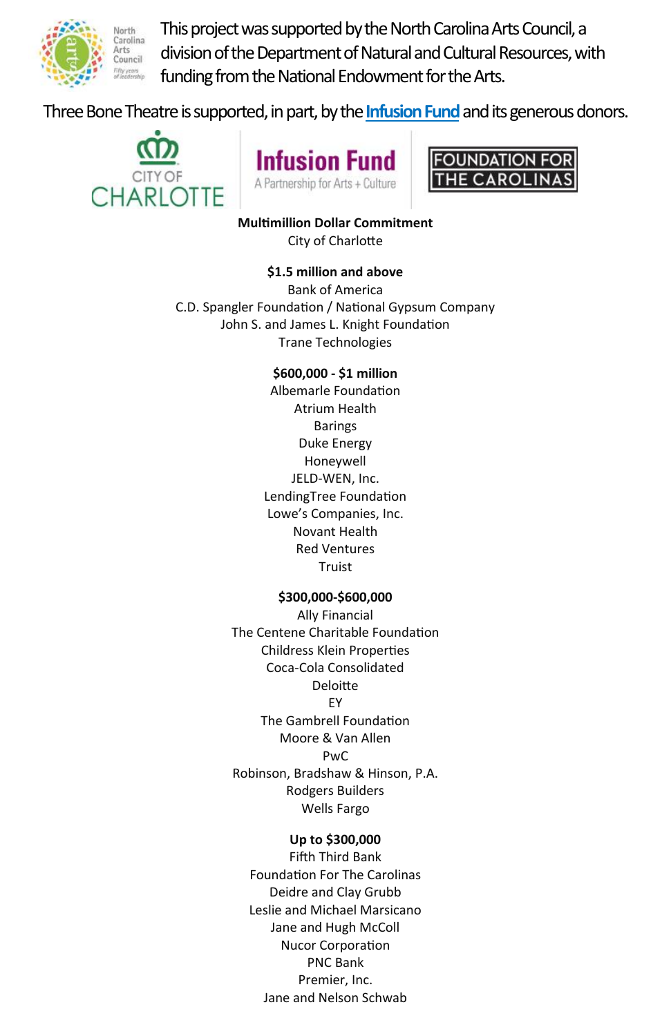This project was supported by the North Carolina Arts Council, a division of the Department of Natural and Cultural Resources, with funding from the National Endowment for the Arts.

Three Bone Theatre is supported, in part, by the **Infusion Fund** and its generous donors.

CITY OF CHARLOTTE

**Infusion Fund**
A Partnership for Arts + Culture

FOUNDATION FOR THE CAROLINAS

**Multimillion Dollar Commitment**
City of Charlotte

**$1.5 million and above**
Bank of America
C.D. Spangler Foundation / National Gypsum Company
John S. and James L. Knight Foundation
Trane Technologies

**$600,000 - $1 million**
Albemarle Foundation
Atrium Health
Barings
Duke Energy
Honeywell
JELD-WEN, Inc.
LendingTree Foundation
Lowe's Companies, Inc.
Novant Health
Red Ventures
Truist

**$300,000-$600,000**
Ally Financial
The Centene Charitable Foundation
Childress Klein Properties
Coca-Cola Consolidated
Deloitte
EY
The Gambrell Foundation
Moore & Van Allen
PwC
Robinson, Bradshaw & Hinson, P.A.
Rodgers Builders
Wells Fargo

**Up to $300,000**
Fifth Third Bank
Foundation For The Carolinas
Deidre and Clay Grubb
Leslie and Michael Marsicano
Jane and Hugh McColl
Nucor Corporation
PNC Bank
Premier, Inc.
Jane and Nelson Schwab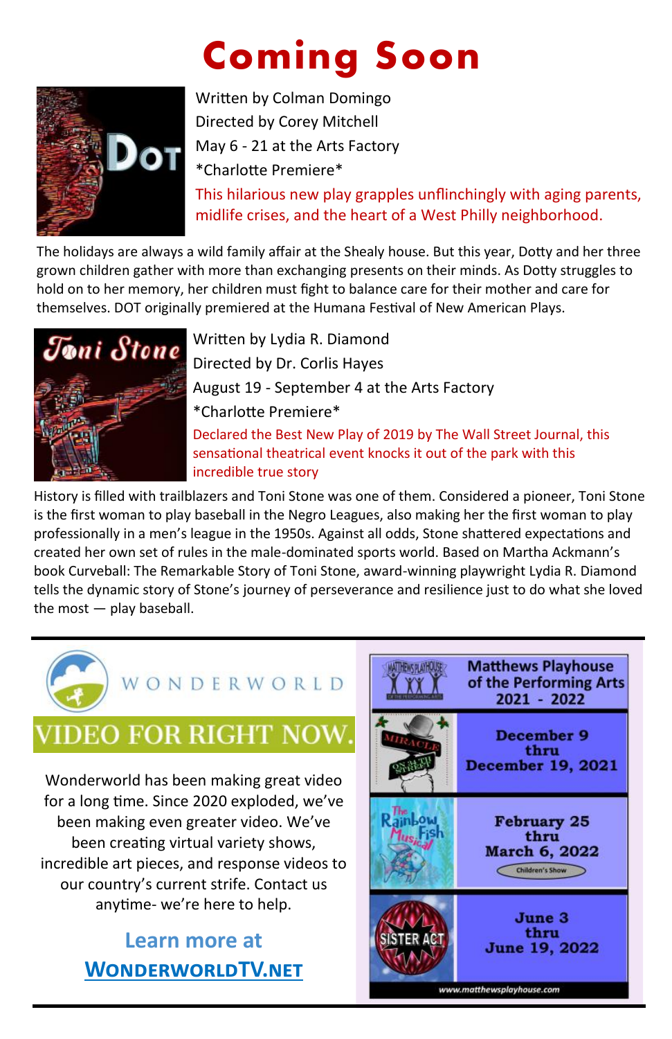# Coming Soon

Written by Colman Domingo
Directed by Corey Mitchell
May 6 - 21 at the Arts Factory
*Charlotte Premiere*

This hilarious new play grapples unflinchingly with aging parents, midlife crises, and the heart of a West Philly neighborhood.

The holidays are always a wild family affair at the Shealy house. But this year, Dotty and her three grown children gather with more than exchanging presents on their minds. As Dotty struggles to hold on to her memory, her children must fight to balance care for their mother and care for themselves. DOT originally premiered at the Humana Festival of New American Plays.

Written by Lydia R. Diamond
Directed by Dr. Corlis Hayes
August 19 - September 4 at the Arts Factory
*Charlotte Premiere*

Declared the Best New Play of 2019 by The Wall Street Journal, this sensational theatrical event knocks it out of the park with this incredible true story

History is filled with trailblazers and Toni Stone was one of them. Considered a pioneer, Toni Stone is the first woman to play baseball in the Negro Leagues, also making her the first woman to play professionally in a men's league in the 1950s. Against all odds, Stone shattered expectations and created her own set of rules in the male-dominated sports world. Based on Martha Ackmann's book Curveball: The Remarkable Story of Toni Stone, award-winning playwright Lydia R. Diamond tells the dynamic story of Stone's journey of perseverance and resilience just to do what she loved the most — play baseball.

---

WONDERWORLD

## VIDEO FOR RIGHT NOW.

Wonderworld has been making great video for a long time. Since 2020 exploded, we've been making even greater video. We've been creating virtual variety shows, incredible art pieces, and response videos to our country's current strife. Contact us anytime- we're here to help.

**Learn more at WONDERWORLDTV.NET**

---

**Matthews Playhouse of the Performing Arts 2021 - 2022**

Miracle on 34th Street — December 9 thru December 19, 2021

The Rainbow Fish Musical — February 25 thru March 6, 2022 — Children's Show

Sister Act — June 3 thru June 19, 2022

www.matthewsplayhouse.com